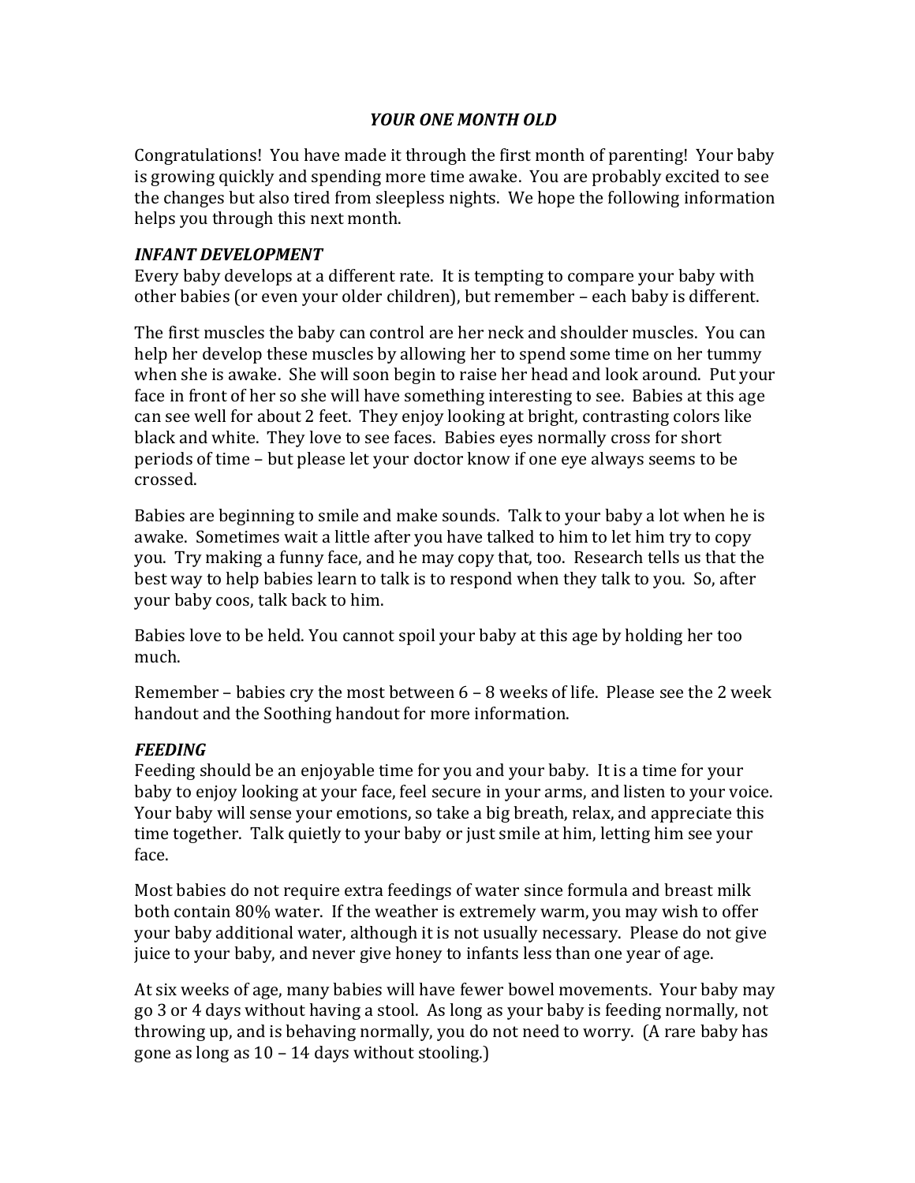# *YOUR ONE MONTH OLD*

Congratulations! You have made it through the first month of parenting! Your baby is growing quickly and spending more time awake. You are probably excited to see the changes but also tired from sleepless nights. We hope the following information helps you through this next month.

## *INFANT DEVELOPMENT*

Every baby develops at a different rate. It is tempting to compare your baby with other babies (or even your older children), but remember – each baby is different.

The first muscles the baby can control are her neck and shoulder muscles. You can help her develop these muscles by allowing her to spend some time on her tummy when she is awake. She will soon begin to raise her head and look around. Put your face in front of her so she will have something interesting to see. Babies at this age can see well for about 2 feet. They enjoy looking at bright, contrasting colors like black and white. They love to see faces. Babies eyes normally cross for short periods of time – but please let your doctor know if one eye always seems to be crossed.

Babies are beginning to smile and make sounds. Talk to your baby a lot when he is awake. Sometimes wait a little after you have talked to him to let him try to copy you. Try making a funny face, and he may copy that, too. Research tells us that the best way to help babies learn to talk is to respond when they talk to you. So, after your baby coos, talk back to him.

Babies love to be held. You cannot spoil your baby at this age by holding her too much.

Remember – babies cry the most between 6 – 8 weeks of life. Please see the 2 week handout and the Soothing handout for more information.

## *FEEDING*

Feeding should be an enjoyable time for you and your baby. It is a time for your baby to enjoy looking at your face, feel secure in your arms, and listen to your voice. Your baby will sense your emotions, so take a big breath, relax, and appreciate this time together. Talk quietly to your baby or just smile at him, letting him see your face.

Most babies do not require extra feedings of water since formula and breast milk both contain 80% water. If the weather is extremely warm, you may wish to offer your baby additional water, although it is not usually necessary. Please do not give juice to your baby, and never give honey to infants less than one year of age.

At six weeks of age, many babies will have fewer bowel movements. Your baby may go 3 or 4 days without having a stool. As long as your baby is feeding normally, not throwing up, and is behaving normally, you do not need to worry. (A rare baby has gone as long as 10 – 14 days without stooling.)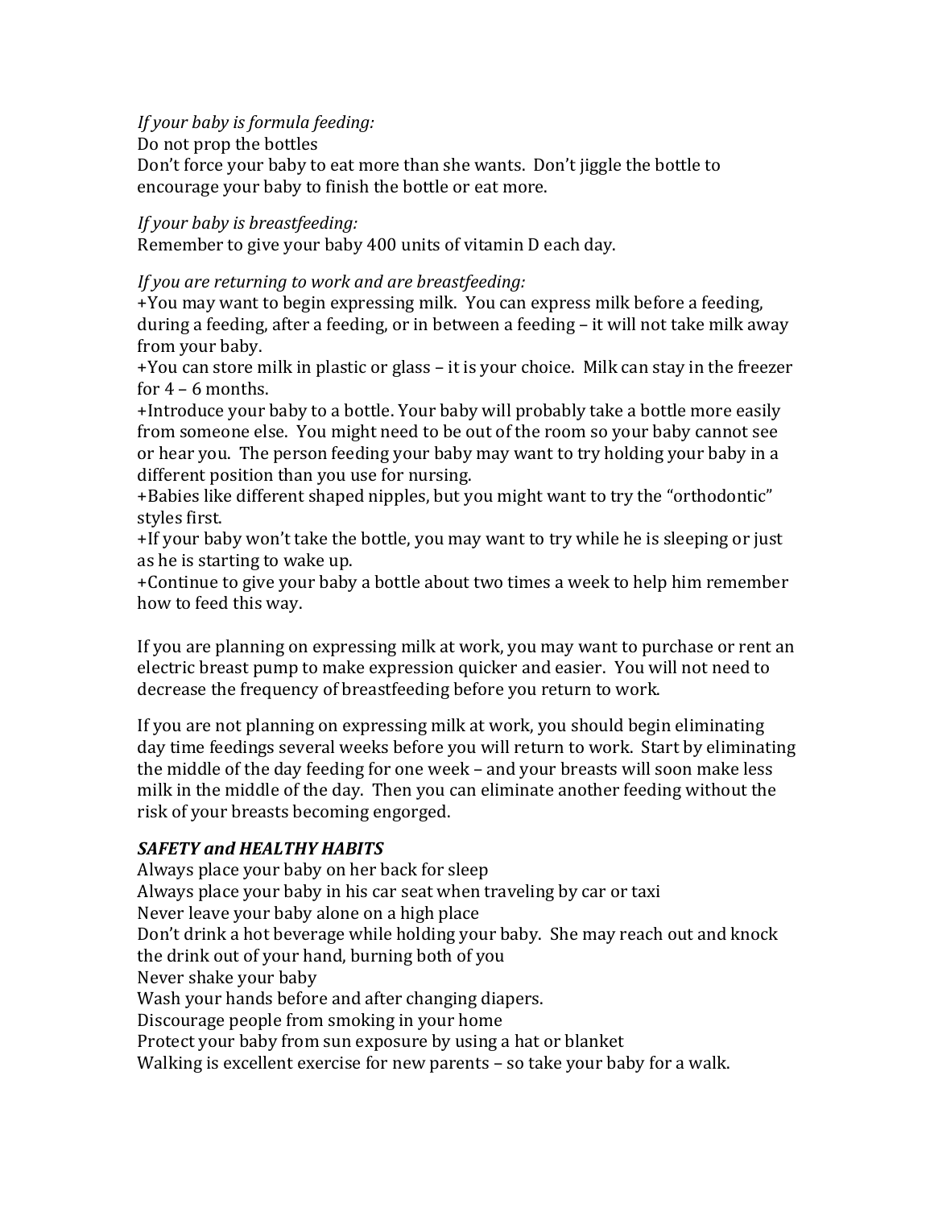*If your baby is formula feeding:*
Do not prop the bottles
Don't force your baby to eat more than she wants. Don't jiggle the bottle to encourage your baby to finish the bottle or eat more.

*If your baby is breastfeeding:*
Remember to give your baby 400 units of vitamin D each day.

*If you are returning to work and are breastfeeding:*
+You may want to begin expressing milk. You can express milk before a feeding, during a feeding, after a feeding, or in between a feeding – it will not take milk away from your baby.
+You can store milk in plastic or glass – it is your choice. Milk can stay in the freezer for 4 – 6 months.
+Introduce your baby to a bottle. Your baby will probably take a bottle more easily from someone else. You might need to be out of the room so your baby cannot see or hear you. The person feeding your baby may want to try holding your baby in a different position than you use for nursing.
+Babies like different shaped nipples, but you might want to try the "orthodontic" styles first.
+If your baby won't take the bottle, you may want to try while he is sleeping or just as he is starting to wake up.
+Continue to give your baby a bottle about two times a week to help him remember how to feed this way.

If you are planning on expressing milk at work, you may want to purchase or rent an electric breast pump to make expression quicker and easier. You will not need to decrease the frequency of breastfeeding before you return to work.

If you are not planning on expressing milk at work, you should begin eliminating day time feedings several weeks before you will return to work. Start by eliminating the middle of the day feeding for one week – and your breasts will soon make less milk in the middle of the day. Then you can eliminate another feeding without the risk of your breasts becoming engorged.

***SAFETY and HEALTHY HABITS***
Always place your baby on her back for sleep
Always place your baby in his car seat when traveling by car or taxi
Never leave your baby alone on a high place
Don't drink a hot beverage while holding your baby. She may reach out and knock the drink out of your hand, burning both of you
Never shake your baby
Wash your hands before and after changing diapers.
Discourage people from smoking in your home
Protect your baby from sun exposure by using a hat or blanket
Walking is excellent exercise for new parents – so take your baby for a walk.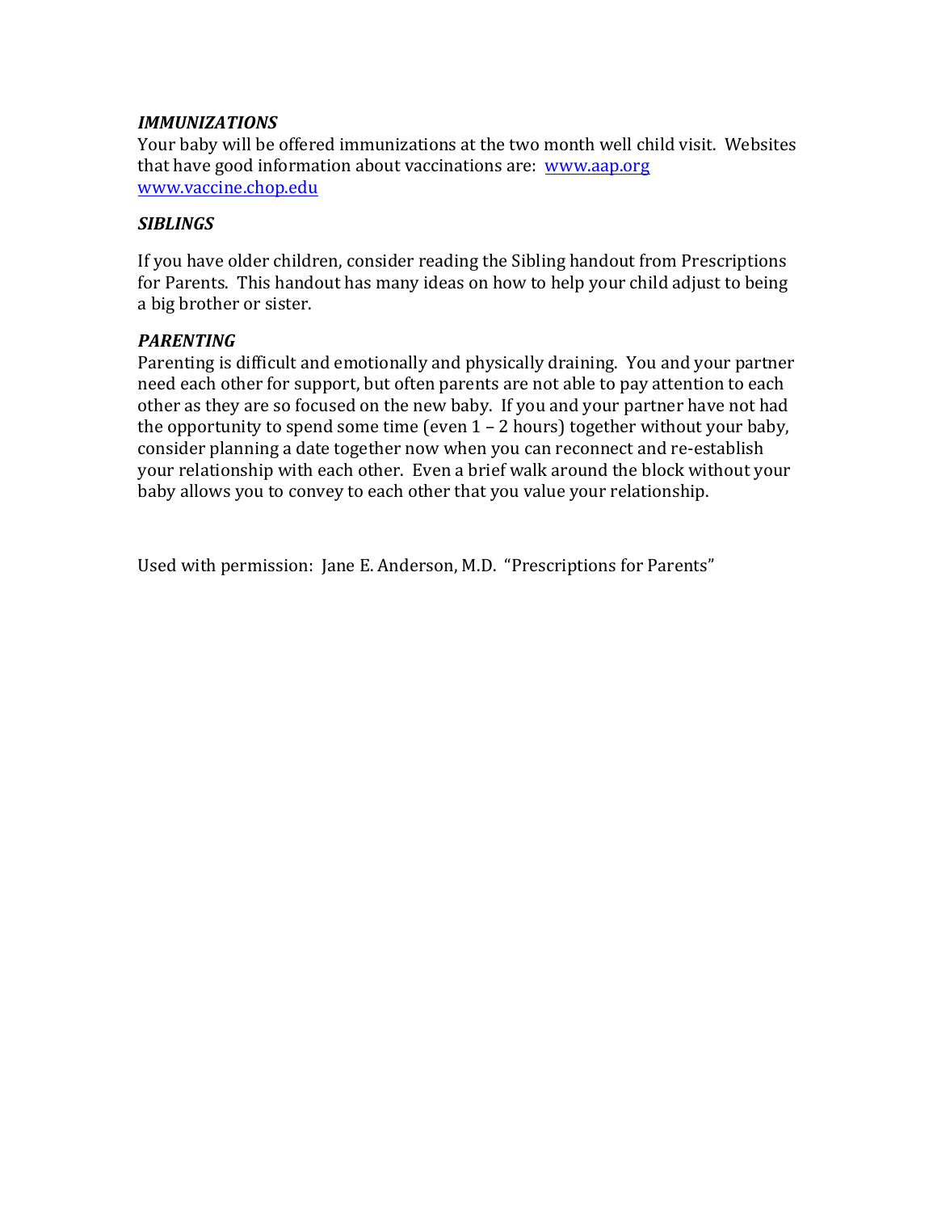***IMMUNIZATIONS***

Your baby will be offered immunizations at the two month well child visit. Websites that have good information about vaccinations are: www.aap.org www.vaccine.chop.edu

***SIBLINGS***

If you have older children, consider reading the Sibling handout from Prescriptions for Parents. This handout has many ideas on how to help your child adjust to being a big brother or sister.

***PARENTING***

Parenting is difficult and emotionally and physically draining. You and your partner need each other for support, but often parents are not able to pay attention to each other as they are so focused on the new baby. If you and your partner have not had the opportunity to spend some time (even 1 – 2 hours) together without your baby, consider planning a date together now when you can reconnect and re-establish your relationship with each other. Even a brief walk around the block without your baby allows you to convey to each other that you value your relationship.

Used with permission: Jane E. Anderson, M.D. "Prescriptions for Parents"